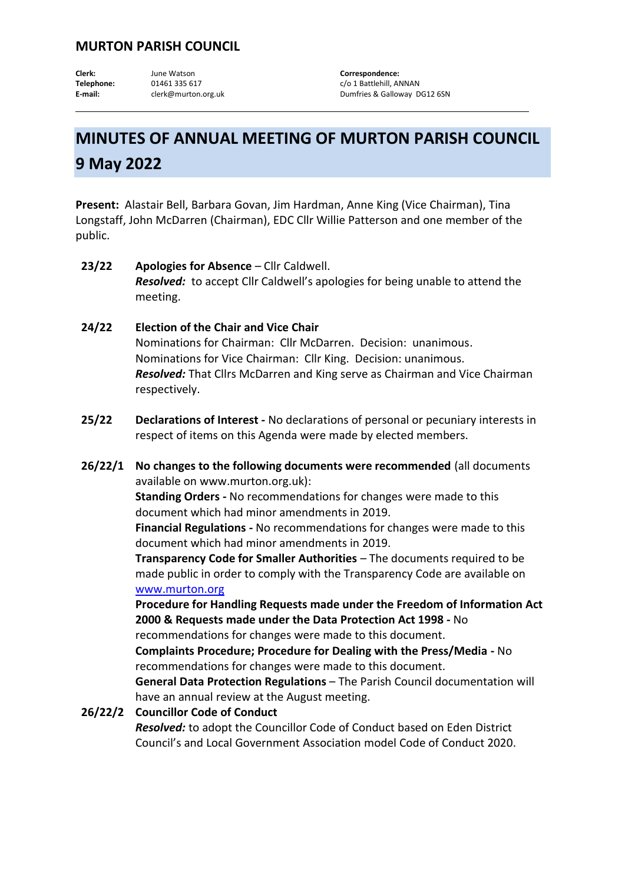## MURTON PARISH COUNCIL

| | | |
|---|---|---|
| **Clerk:** | June Watson | **Correspondence:** |
| **Telephone:** | 01461 335 617 | c/o 1 Battlehill, ANNAN |
| **E-mail:** | clerk@murton.org.uk | Dumfries & Galloway DG12 6SN |

# MINUTES OF ANNUAL MEETING OF MURTON PARISH COUNCIL 9 May 2022

**Present:** Alastair Bell, Barbara Govan, Jim Hardman, Anne King (Vice Chairman), Tina Longstaff, John McDarren (Chairman), EDC Cllr Willie Patterson and one member of the public.

**23/22** **Apologies for Absence** – Cllr Caldwell.
***Resolved:*** to accept Cllr Caldwell's apologies for being unable to attend the meeting.

**24/22** **Election of the Chair and Vice Chair**
Nominations for Chairman: Cllr McDarren. Decision: unanimous.
Nominations for Vice Chairman: Cllr King. Decision: unanimous.
***Resolved:*** That Cllrs McDarren and King serve as Chairman and Vice Chairman respectively.

**25/22** **Declarations of Interest -** No declarations of personal or pecuniary interests in respect of items on this Agenda were made by elected members.

**26/22/1** **No changes to the following documents were recommended** (all documents available on www.murton.org.uk):
**Standing Orders -** No recommendations for changes were made to this document which had minor amendments in 2019.
**Financial Regulations -** No recommendations for changes were made to this document which had minor amendments in 2019.
**Transparency Code for Smaller Authorities** – The documents required to be made public in order to comply with the Transparency Code are available on [www.murton.org](www.murton.org)
**Procedure for Handling Requests made under the Freedom of Information Act 2000 & Requests made under the Data Protection Act 1998 -** No recommendations for changes were made to this document.
**Complaints Procedure; Procedure for Dealing with the Press/Media -** No recommendations for changes were made to this document.
**General Data Protection Regulations** – The Parish Council documentation will have an annual review at the August meeting.

**26/22/2** **Councillor Code of Conduct**
***Resolved:*** to adopt the Councillor Code of Conduct based on Eden District Council's and Local Government Association model Code of Conduct 2020.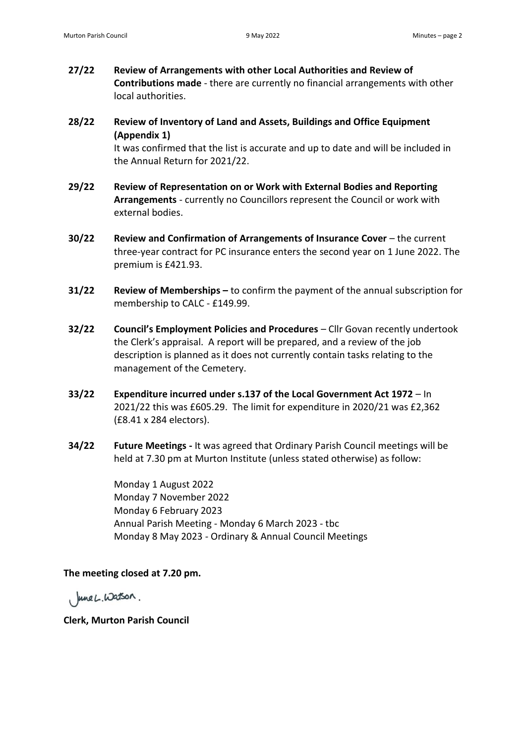**27/22** **Review of Arrangements with other Local Authorities and Review of Contributions made** - there are currently no financial arrangements with other local authorities.

**28/22** **Review of Inventory of Land and Assets, Buildings and Office Equipment (Appendix 1)**
It was confirmed that the list is accurate and up to date and will be included in the Annual Return for 2021/22.

**29/22** **Review of Representation on or Work with External Bodies and Reporting Arrangements** - currently no Councillors represent the Council or work with external bodies.

**30/22** **Review and Confirmation of Arrangements of Insurance Cover** – the current three-year contract for PC insurance enters the second year on 1 June 2022. The premium is £421.93.

**31/22** **Review of Memberships –** to confirm the payment of the annual subscription for membership to CALC - £149.99.

**32/22** **Council's Employment Policies and Procedures** – Cllr Govan recently undertook the Clerk's appraisal. A report will be prepared, and a review of the job description is planned as it does not currently contain tasks relating to the management of the Cemetery.

**33/22** **Expenditure incurred under s.137 of the Local Government Act 1972** – In 2021/22 this was £605.29. The limit for expenditure in 2020/21 was £2,362 (£8.41 x 284 electors).

**34/22** **Future Meetings -** It was agreed that Ordinary Parish Council meetings will be held at 7.30 pm at Murton Institute (unless stated otherwise) as follow:

Monday 1 August 2022
Monday 7 November 2022
Monday 6 February 2023
Annual Parish Meeting - Monday 6 March 2023 - tbc
Monday 8 May 2023 - Ordinary & Annual Council Meetings

**The meeting closed at 7.20 pm.**

June L. Watson.

**Clerk, Murton Parish Council**